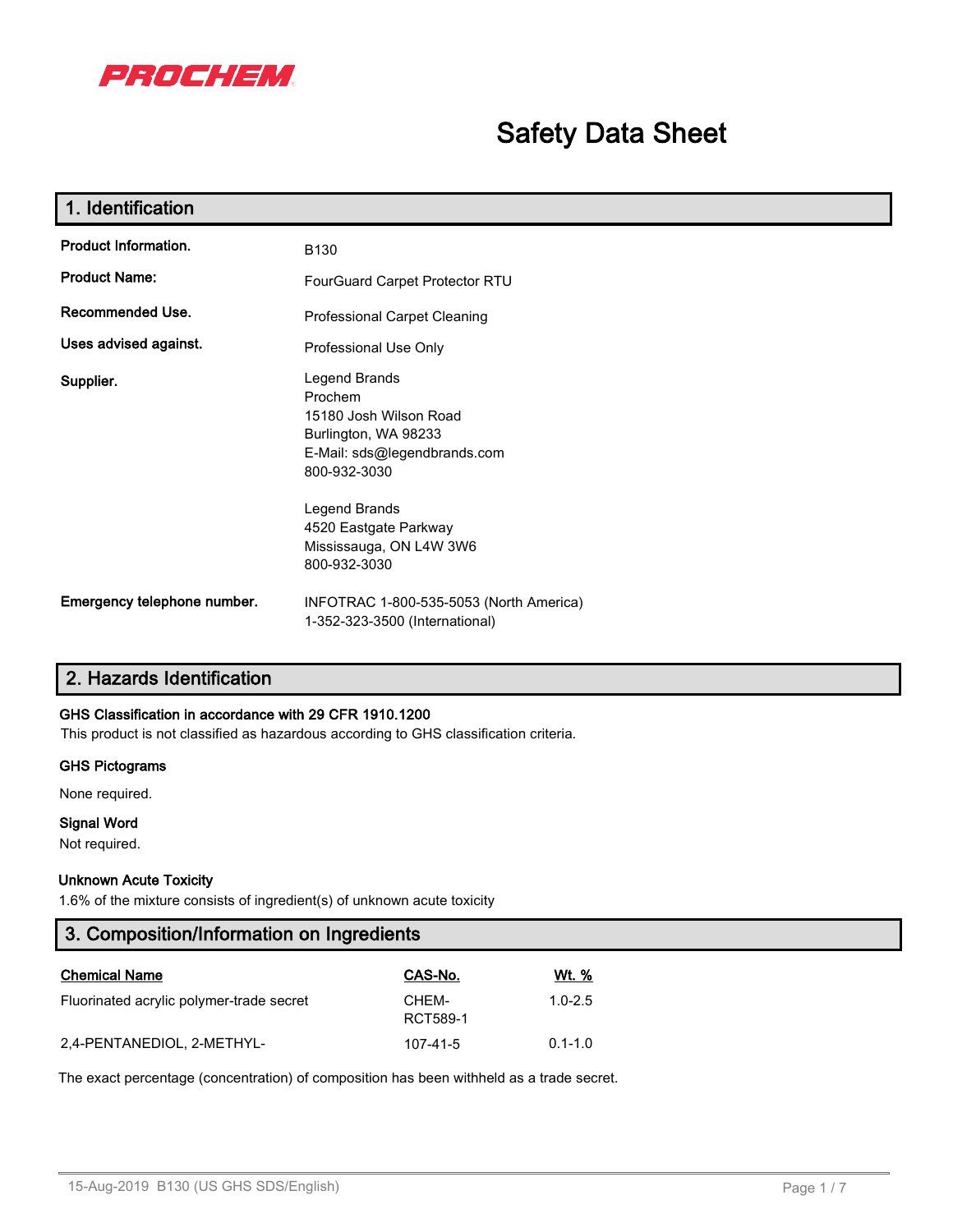PROCHEM

# Safety Data Sheet

## 1. Identification

| | |
|---|---|
| **Product Information.** | B130 |
| **Product Name:** | FourGuard Carpet Protector RTU |
| **Recommended Use.** | Professional Carpet Cleaning |
| **Uses advised against.** | Professional Use Only |
| **Supplier.** | Legend Brands<br>Prochem<br>15180 Josh Wilson Road<br>Burlington, WA 98233<br>E-Mail: sds@legendbrands.com<br>800-932-3030<br><br>Legend Brands<br>4520 Eastgate Parkway<br>Mississauga, ON L4W 3W6<br>800-932-3030 |
| **Emergency telephone number.** | INFOTRAC 1-800-535-5053 (North America)<br>1-352-323-3500 (International) |

## 2. Hazards Identification

**GHS Classification in accordance with 29 CFR 1910.1200**

This product is not classified as hazardous according to GHS classification criteria.

**GHS Pictograms**

None required.

**Signal Word**

Not required.

**Unknown Acute Toxicity**

1.6% of the mixture consists of ingredient(s) of unknown acute toxicity

## 3. Composition/Information on Ingredients

| Chemical Name | CAS-No. | Wt. % |
|---|---|---|
| Fluorinated acrylic polymer-trade secret | CHEM-RCT589-1 | 1.0-2.5 |
| 2,4-PENTANEDIOL, 2-METHYL- | 107-41-5 | 0.1-1.0 |

The exact percentage (concentration) of composition has been withheld as a trade secret.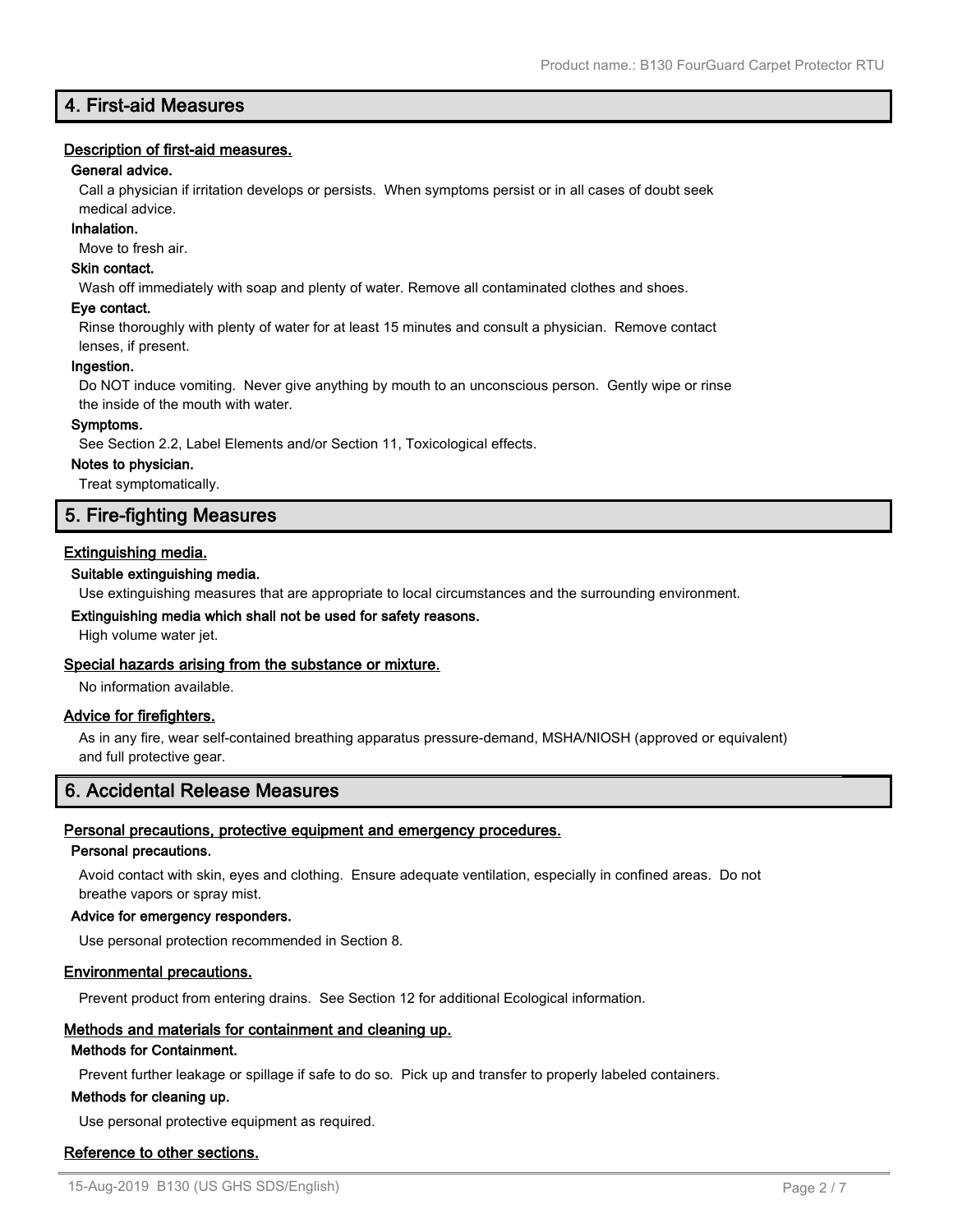## 4. First-aid Measures

### Description of first-aid measures.

**General advice.**

Call a physician if irritation develops or persists. When symptoms persist or in all cases of doubt seek medical advice.

**Inhalation.**

Move to fresh air.

**Skin contact.**

Wash off immediately with soap and plenty of water. Remove all contaminated clothes and shoes.

**Eye contact.**

Rinse thoroughly with plenty of water for at least 15 minutes and consult a physician. Remove contact lenses, if present.

**Ingestion.**

Do NOT induce vomiting. Never give anything by mouth to an unconscious person. Gently wipe or rinse the inside of the mouth with water.

**Symptoms.**

See Section 2.2, Label Elements and/or Section 11, Toxicological effects.

**Notes to physician.**

Treat symptomatically.

## 5. Fire-fighting Measures

### Extinguishing media.

**Suitable extinguishing media.**

Use extinguishing measures that are appropriate to local circumstances and the surrounding environment.

**Extinguishing media which shall not be used for safety reasons.**

High volume water jet.

### Special hazards arising from the substance or mixture.

No information available.

### Advice for firefighters.

As in any fire, wear self-contained breathing apparatus pressure-demand, MSHA/NIOSH (approved or equivalent) and full protective gear.

## 6. Accidental Release Measures

### Personal precautions, protective equipment and emergency procedures.

**Personal precautions.**

Avoid contact with skin, eyes and clothing. Ensure adequate ventilation, especially in confined areas. Do not breathe vapors or spray mist.

**Advice for emergency responders.**

Use personal protection recommended in Section 8.

### Environmental precautions.

Prevent product from entering drains. See Section 12 for additional Ecological information.

### Methods and materials for containment and cleaning up.

**Methods for Containment.**

Prevent further leakage or spillage if safe to do so. Pick up and transfer to properly labeled containers.

**Methods for cleaning up.**

Use personal protective equipment as required.

### Reference to other sections.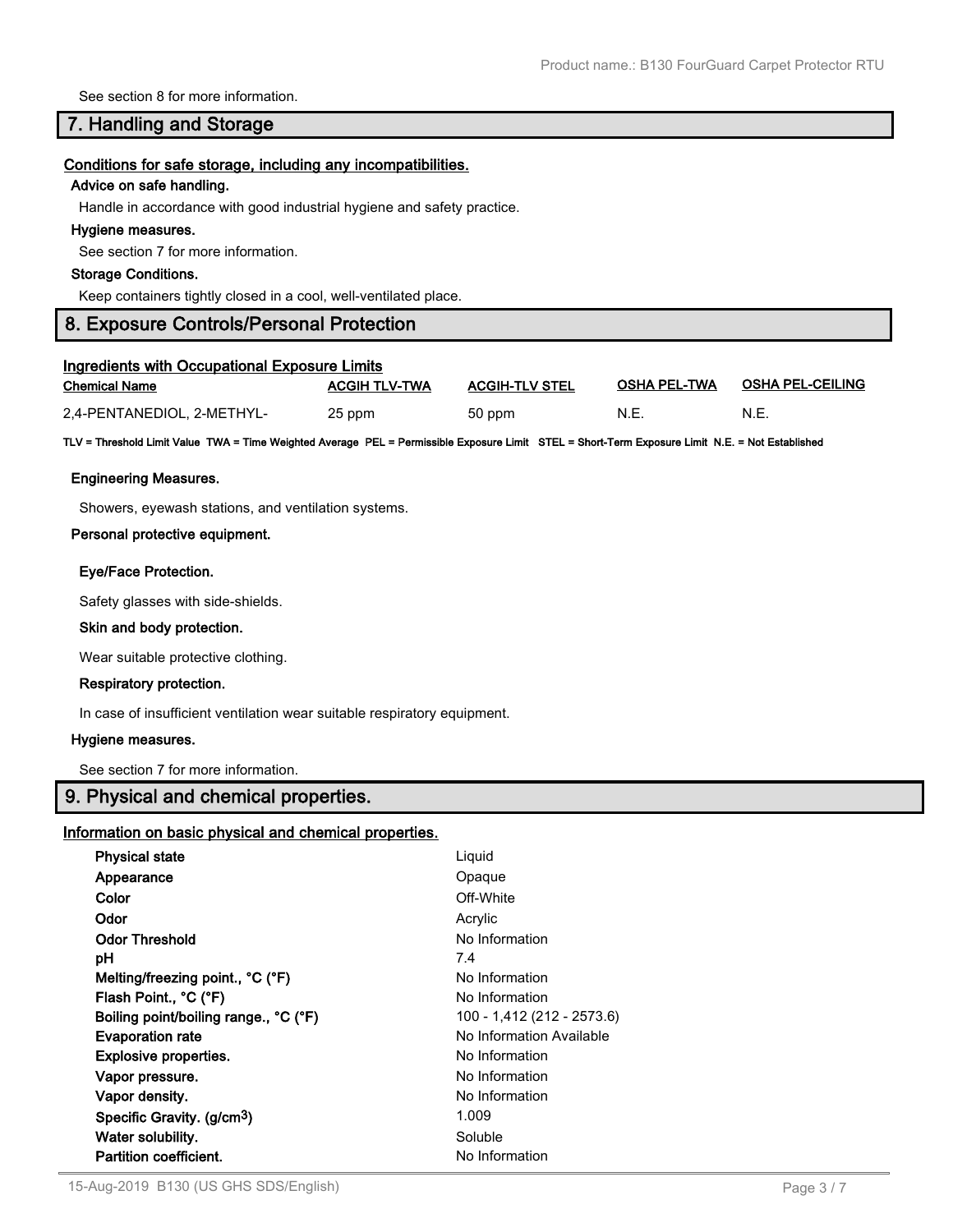See section 8 for more information.

## 7. Handling and Storage

### Conditions for safe storage, including any incompatibilities.

**Advice on safe handling.**

Handle in accordance with good industrial hygiene and safety practice.

**Hygiene measures.**

See section 7 for more information.

**Storage Conditions.**

Keep containers tightly closed in a cool, well-ventilated place.

## 8. Exposure Controls/Personal Protection

### Ingredients with Occupational Exposure Limits

| Chemical Name | ACGIH TLV-TWA | ACGIH-TLV STEL | OSHA PEL-TWA | OSHA PEL-CEILING |
|---|---|---|---|---|
| 2,4-PENTANEDIOL, 2-METHYL- | 25 ppm | 50 ppm | N.E. | N.E. |

**TLV = Threshold Limit Value TWA = Time Weighted Average PEL = Permissible Exposure Limit STEL = Short-Term Exposure Limit N.E. = Not Established**

**Engineering Measures.**

Showers, eyewash stations, and ventilation systems.

**Personal protective equipment.**

**Eye/Face Protection.**

Safety glasses with side-shields.

**Skin and body protection.**

Wear suitable protective clothing.

**Respiratory protection.**

In case of insufficient ventilation wear suitable respiratory equipment.

**Hygiene measures.**

See section 7 for more information.

## 9. Physical and chemical properties.

### Information on basic physical and chemical properties.

| Property | Value |
|---|---|
| **Physical state** | Liquid |
| **Appearance** | Opaque |
| **Color** | Off-White |
| **Odor** | Acrylic |
| **Odor Threshold** | No Information |
| **pH** | 7.4 |
| **Melting/freezing point., °C (°F)** | No Information |
| **Flash Point., °C (°F)** | No Information |
| **Boiling point/boiling range., °C (°F)** | 100 - 1,412 (212 - 2573.6) |
| **Evaporation rate** | No Information Available |
| **Explosive properties.** | No Information |
| **Vapor pressure.** | No Information |
| **Vapor density.** | No Information |
| **Specific Gravity. (g/cm$^3$)** | 1.009 |
| **Water solubility.** | Soluble |
| **Partition coefficient.** | No Information |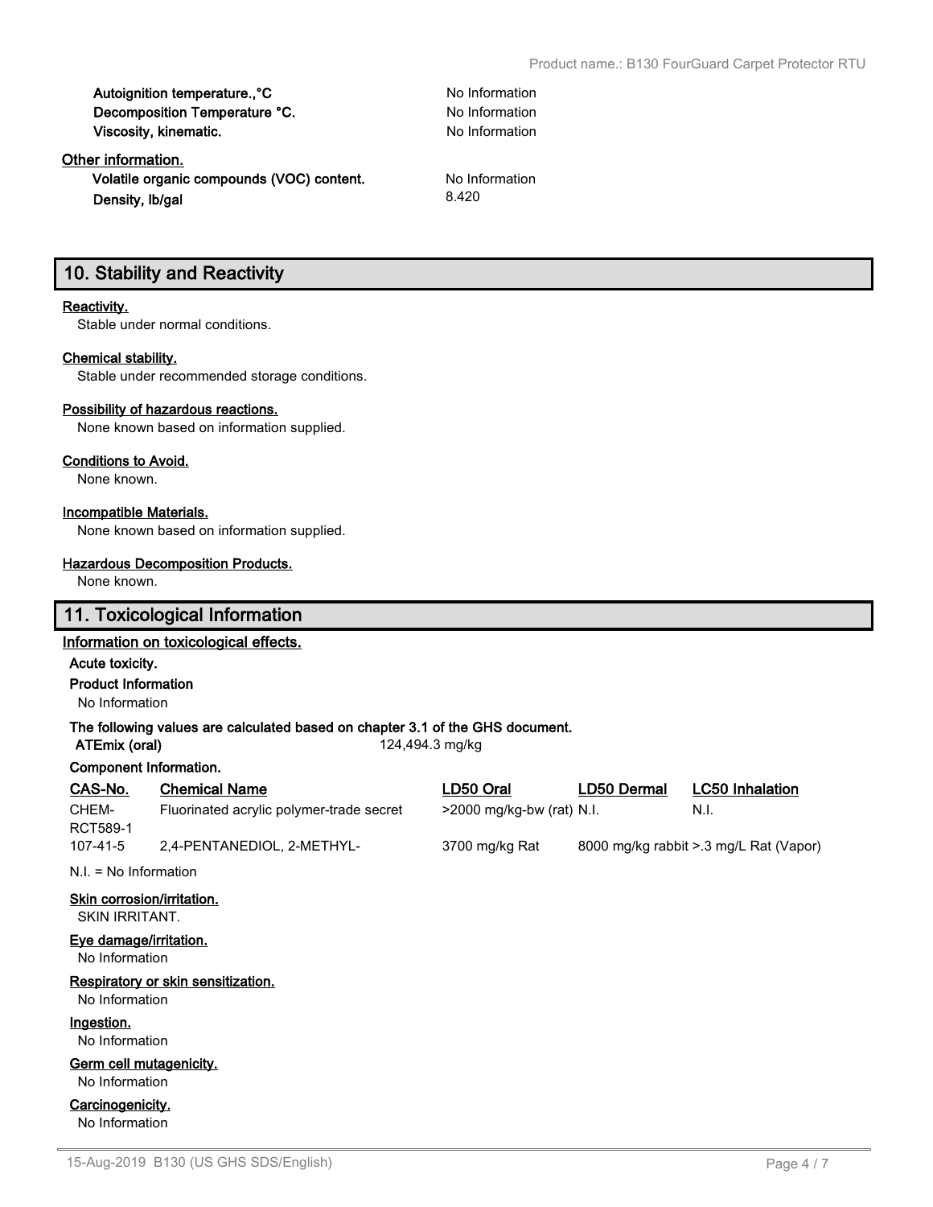| | |
|---|---|
| **Autoignition temperature.,°C** | No Information |
| **Decomposition Temperature °C.** | No Information |
| **Viscosity, kinematic.** | No Information |

**Other information.**

| | |
|---|---|
| **Volatile organic compounds (VOC) content.** | No Information |
| **Density, lb/gal** | 8.420 |

## 10. Stability and Reactivity

**Reactivity.**
Stable under normal conditions.

**Chemical stability.**
Stable under recommended storage conditions.

**Possibility of hazardous reactions.**
None known based on information supplied.

**Conditions to Avoid.**
None known.

**Incompatible Materials.**
None known based on information supplied.

**Hazardous Decomposition Products.**
None known.

## 11. Toxicological Information

**Information on toxicological effects.**

**Acute toxicity.**

**Product Information**
No Information

**The following values are calculated based on chapter 3.1 of the GHS document.**

**ATEmix (oral)** 124,494.3 mg/kg

**Component Information.**

| CAS-No. | Chemical Name | LD50 Oral | LD50 Dermal | LC50 Inhalation |
|---|---|---|---|---|
| CHEM-RCT589-1 | Fluorinated acrylic polymer-trade secret | >2000 mg/kg-bw (rat) | N.I. | N.I. |
| 107-41-5 | 2,4-PENTANEDIOL, 2-METHYL- | 3700 mg/kg Rat | 8000 mg/kg rabbit | >.3 mg/L Rat (Vapor) |

N.I. = No Information

**Skin corrosion/irritation.**
SKIN IRRITANT.

**Eye damage/irritation.**
No Information

**Respiratory or skin sensitization.**
No Information

**Ingestion.**
No Information

**Germ cell mutagenicity.**
No Information

**Carcinogenicity.**
No Information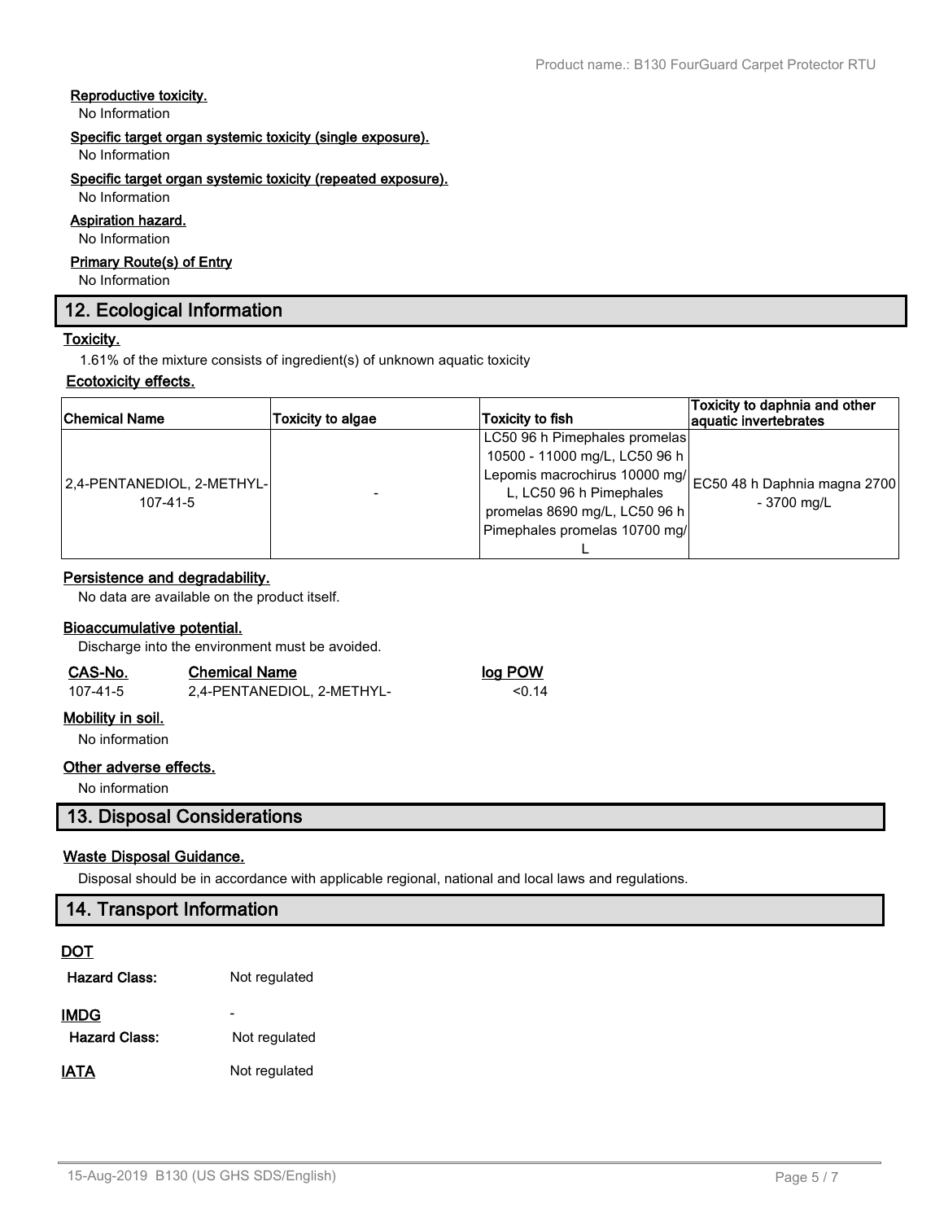**Reproductive toxicity.**

No Information

**Specific target organ systemic toxicity (single exposure).**

No Information

**Specific target organ systemic toxicity (repeated exposure).**

No Information

**Aspiration hazard.**

No Information

**Primary Route(s) of Entry**

No Information

## 12. Ecological Information

**Toxicity.**

1.61% of the mixture consists of ingredient(s) of unknown aquatic toxicity

**Ecotoxicity effects.**

| Chemical Name | Toxicity to algae | Toxicity to fish | Toxicity to daphnia and other aquatic invertebrates |
|---|---|---|---|
| 2,4-PENTANEDIOL, 2-METHYL- 107-41-5 | - | LC50 96 h Pimephales promelas 10500 - 11000 mg/L, LC50 96 h Lepomis macrochirus 10000 mg/L, LC50 96 h Pimephales promelas 8690 mg/L, LC50 96 h Pimephales promelas 10700 mg/L | EC50 48 h Daphnia magna 2700 - 3700 mg/L |

**Persistence and degradability.**

No data are available on the product itself.

**Bioaccumulative potential.**

Discharge into the environment must be avoided.

| CAS-No. | Chemical Name | log POW |
|---|---|---|
| 107-41-5 | 2,4-PENTANEDIOL, 2-METHYL- | <0.14 |

**Mobility in soil.**

No information

**Other adverse effects.**

No information

## 13. Disposal Considerations

**Waste Disposal Guidance.**

Disposal should be in accordance with applicable regional, national and local laws and regulations.

## 14. Transport Information

**DOT**

**Hazard Class:** Not regulated

**IMDG** -

**Hazard Class:** Not regulated

**IATA** Not regulated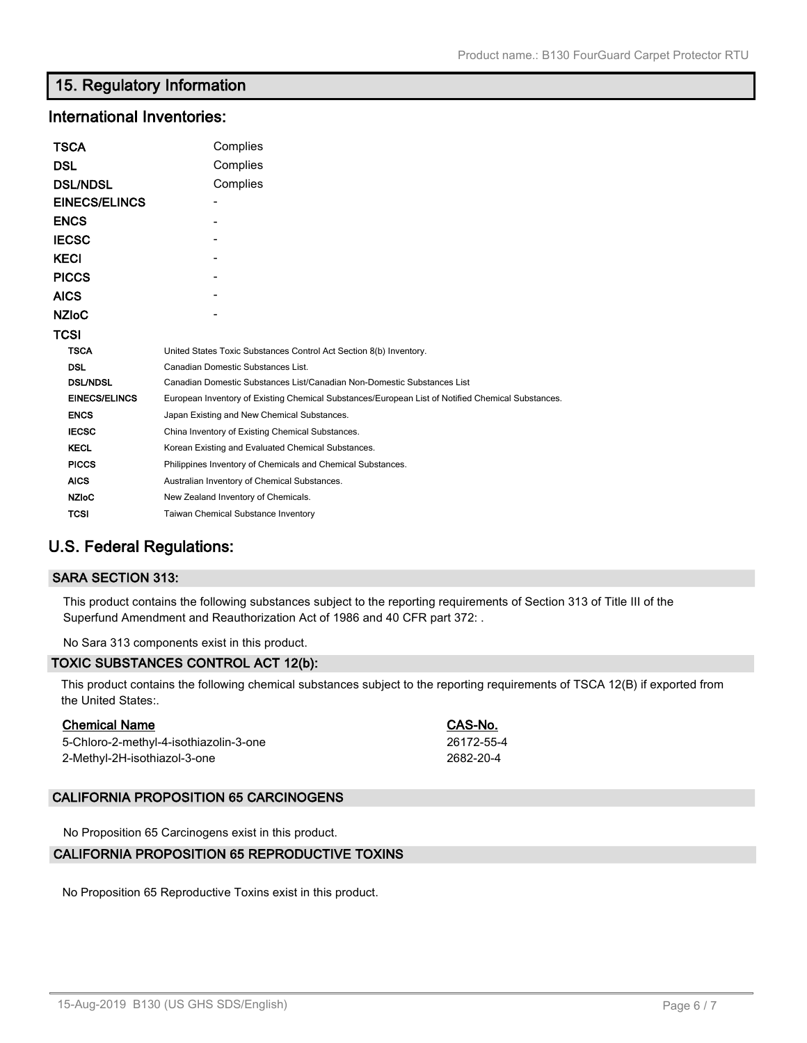## 15. Regulatory Information

### International Inventories:

| | |
|---|---|
| **TSCA** | Complies |
| **DSL** | Complies |
| **DSL/NDSL** | Complies |
| **EINECS/ELINCS** | - |
| **ENCS** | - |
| **IECSC** | - |
| **KECI** | - |
| **PICCS** | - |
| **AICS** | - |
| **NZIoC** | - |
| **TCSI** | |

| | |
|---|---|
| **TSCA** | United States Toxic Substances Control Act Section 8(b) Inventory. |
| **DSL** | Canadian Domestic Substances List. |
| **DSL/NDSL** | Canadian Domestic Substances List/Canadian Non-Domestic Substances List |
| **EINECS/ELINCS** | European Inventory of Existing Chemical Substances/European List of Notified Chemical Substances. |
| **ENCS** | Japan Existing and New Chemical Substances. |
| **IECSC** | China Inventory of Existing Chemical Substances. |
| **KECL** | Korean Existing and Evaluated Chemical Substances. |
| **PICCS** | Philippines Inventory of Chemicals and Chemical Substances. |
| **AICS** | Australian Inventory of Chemical Substances. |
| **NZIoC** | New Zealand Inventory of Chemicals. |
| **TCSI** | Taiwan Chemical Substance Inventory |

### U.S. Federal Regulations:

#### SARA SECTION 313:

This product contains the following substances subject to the reporting requirements of Section 313 of Title III of the Superfund Amendment and Reauthorization Act of 1986 and 40 CFR part 372: .

No Sara 313 components exist in this product.

#### TOXIC SUBSTANCES CONTROL ACT 12(b):

This product contains the following chemical substances subject to the reporting requirements of TSCA 12(B) if exported from the United States:.

| Chemical Name | CAS-No. |
|---|---|
| 5-Chloro-2-methyl-4-isothiazolin-3-one | 26172-55-4 |
| 2-Methyl-2H-isothiazol-3-one | 2682-20-4 |

#### CALIFORNIA PROPOSITION 65 CARCINOGENS

No Proposition 65 Carcinogens exist in this product.

#### CALIFORNIA PROPOSITION 65 REPRODUCTIVE TOXINS

No Proposition 65 Reproductive Toxins exist in this product.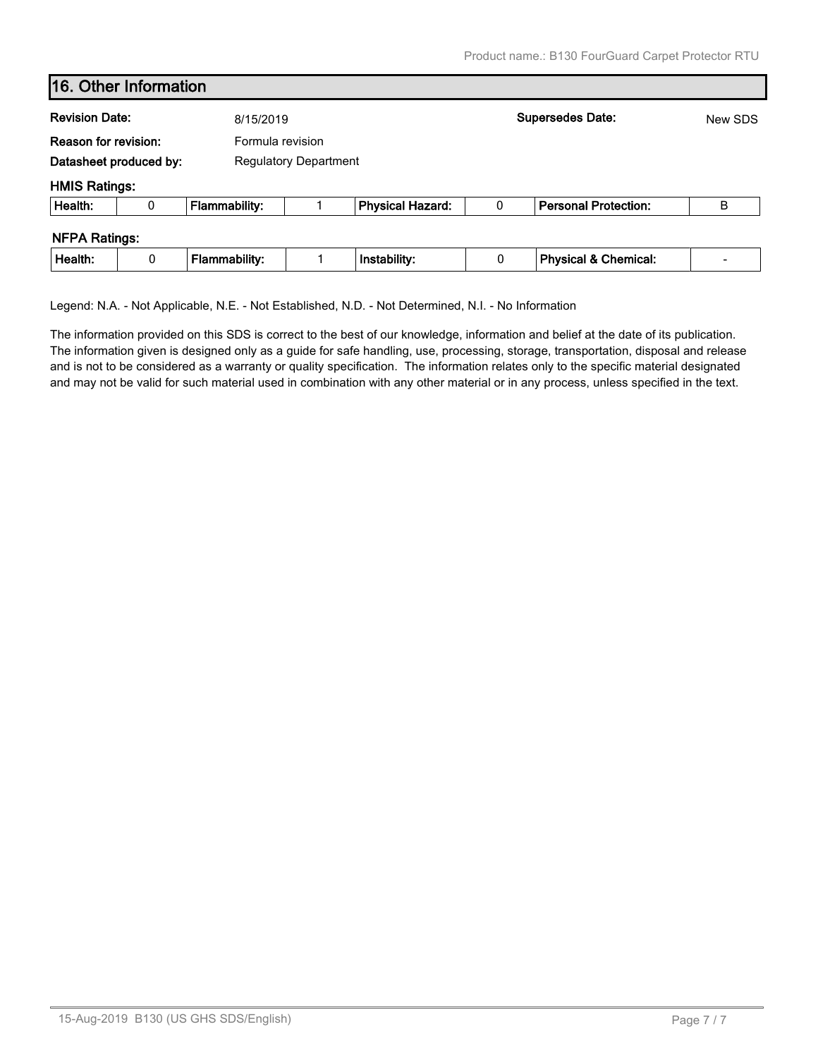## 16. Other Information

**Revision Date:** 8/15/2019 **Supersedes Date:** New SDS

**Reason for revision:** Formula revision

**Datasheet produced by:** Regulatory Department

**HMIS Ratings:**

| **Health:** | 0 | **Flammability:** | 1 | **Physical Hazard:** | 0 | **Personal Protection:** | B |
|---|---|---|---|---|---|---|---|

**NFPA Ratings:**

| **Health:** | 0 | **Flammability:** | 1 | **Instability:** | 0 | **Physical & Chemical:** | - |
|---|---|---|---|---|---|---|---|

Legend: N.A. - Not Applicable, N.E. - Not Established, N.D. - Not Determined, N.I. - No Information

The information provided on this SDS is correct to the best of our knowledge, information and belief at the date of its publication. The information given is designed only as a guide for safe handling, use, processing, storage, transportation, disposal and release and is not to be considered as a warranty or quality specification. The information relates only to the specific material designated and may not be valid for such material used in combination with any other material or in any process, unless specified in the text.